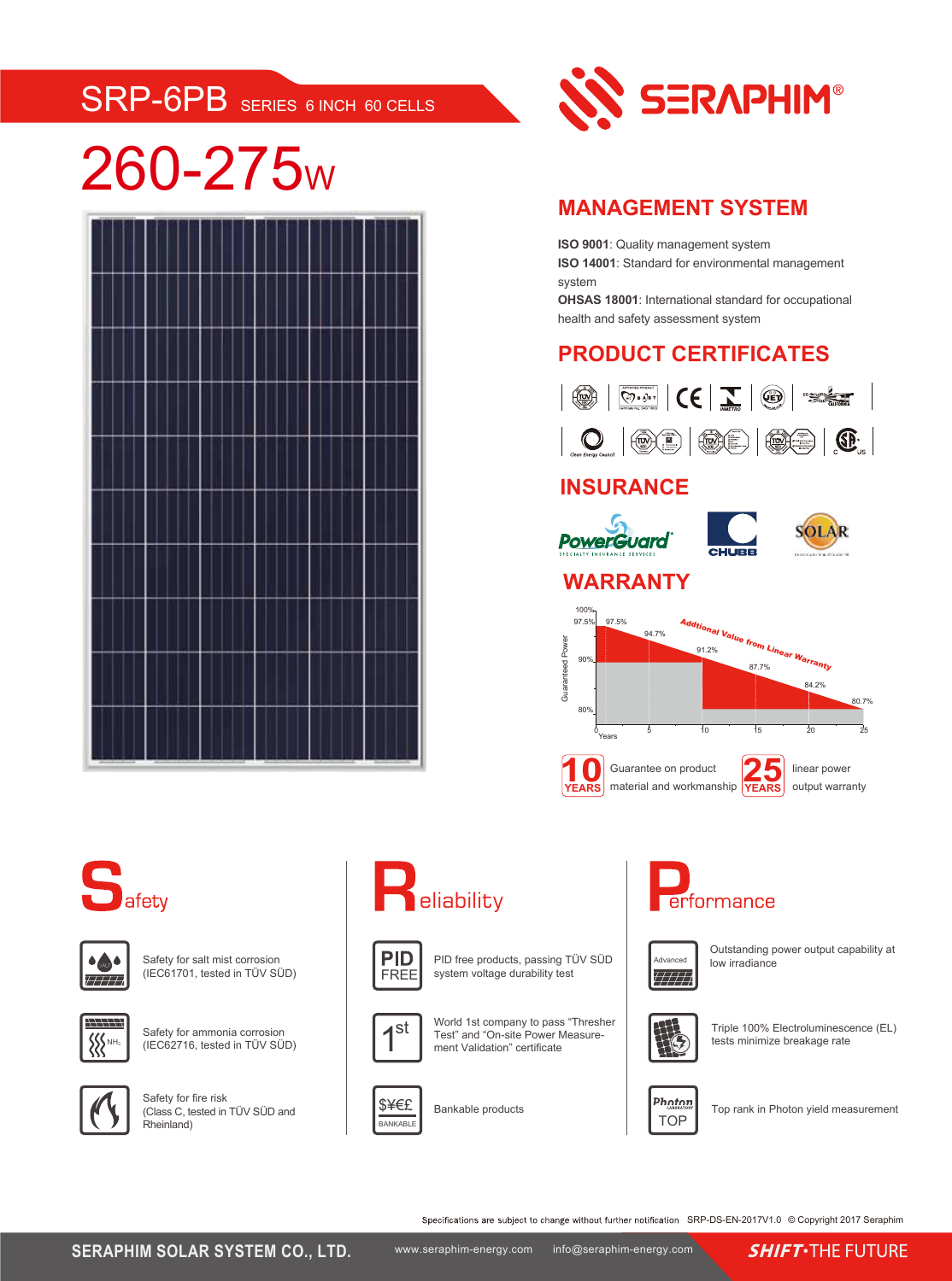# SRP-6PB SERIES 6 INCH 60 CELLS

# 260-275W

SERAPHIM®

## MANAGEMENT SYSTEM

**ISO 9001**: Quality management system
**ISO 14001**: Standard for environmental management system
**OHSAS 18001**: International standard for occupational health and safety assessment system

## PRODUCT CERTIFICATES

## INSURANCE

PowerGuard — SPECIALTY INSURANCE SERVICES
CHUBB
SOLAR

## WARRANTY

Guaranteed Power

100%, 97.5%, 90%, 80%

Years: 0, 5, 10, 15, 20, 25

97.5% — 94.7% — 91.2% — 87.7% — 84.2% — 80.7%

Addtional Value from Linear Warranty

**10 YEARS** Guarantee on product material and workmanship

**25 YEARS** linear power output warranty

## Safety

- Safety for salt mist corrosion (IEC61701, tested in TÜV SÜD)
- Safety for ammonia corrosion (IEC62716, tested in TÜV SÜD)
- Safety for fire risk (Class C, tested in TÜV SÜD and Rheinland)

## Reliability

- PID FREE — PID free products, passing TÜV SÜD system voltage durability test
- 1st — World 1st company to pass "Thresher Test" and "On-site Power Measurement Validation" certificate
- $¥€£ BANKABLE — Bankable products

## Performance

- Advanced — Outstanding power output capability at low irradiance
- Triple 100% Electroluminescence (EL) tests minimize breakage rate
- Photon TOP — Top rank in Photon yield measurement

Specifications are subject to change without further notification SRP-DS-EN-2017V1.0 © Copyright 2017 Seraphim

SERAPHIM SOLAR SYSTEM CO., LTD. www.seraphim-energy.com info@seraphim-energy.com SHIFT·THE FUTURE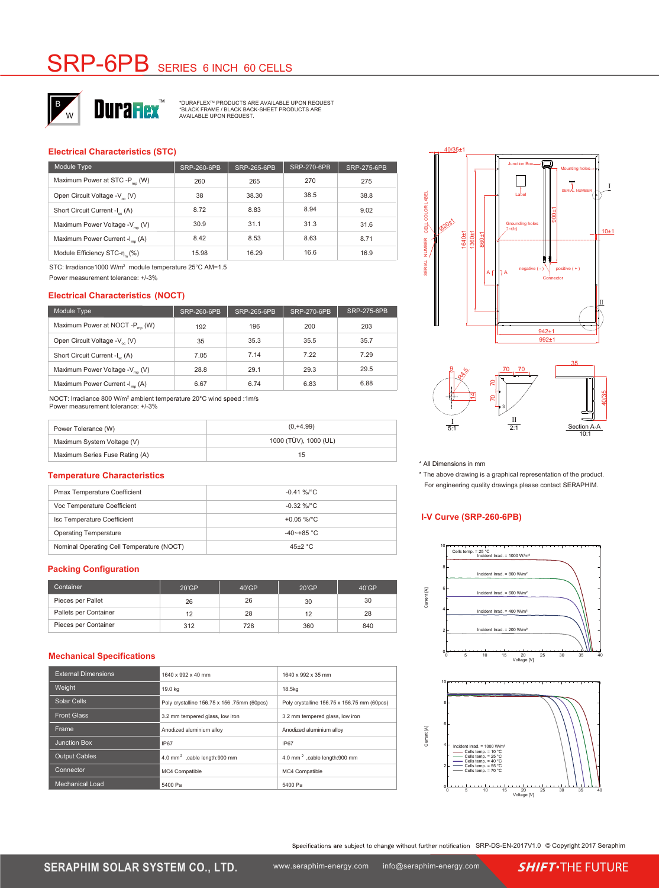# SRP-6PB SERIES 6 INCH 60 CELLS

B W **DuraFlex**™

*DURAFLEX™ PRODUCTS ARE AVAILABLE UPON REQUEST
*BLACK FRAME / BLACK BACK-SHEET PRODUCTS ARE AVAILABLE UPON REQUEST.

## Electrical Characteristics (STC)

| Module Type | SRP-260-6PB | SRP-265-6PB | SRP-270-6PB | SRP-275-6PB |
|---|---|---|---|---|
| Maximum Power at STC -$P_{mp}$ (W) | 260 | 265 | 270 | 275 |
| Open Circuit Voltage -$V_{oc}$ (V) | 38 | 38.30 | 38.5 | 38.8 |
| Short Circuit Current -$I_{sc}$ (A) | 8.72 | 8.83 | 8.94 | 9.02 |
| Maximum Power Voltage -$V_{mp}$ (V) | 30.9 | 31.1 | 31.3 | 31.6 |
| Maximum Power Current -$I_{mp}$ (A) | 8.42 | 8.53 | 8.63 | 8.71 |
| Module Efficiency STC-$\eta_m$ (%) | 15.98 | 16.29 | 16.6 | 16.9 |

STC: Irradiance1000 W/m$^2$ module temperature 25°C AM=1.5
Power measurement tolerance: +/-3%

## Electrical Characteristics (NOCT)

| Module Type | SRP-260-6PB | SRP-265-6PB | SRP-270-6PB | SRP-275-6PB |
|---|---|---|---|---|
| Maximum Power at NOCT -$P_{mp}$ (W) | 192 | 196 | 200 | 203 |
| Open Circuit Voltage -$V_{oc}$ (V) | 35 | 35.3 | 35.5 | 35.7 |
| Short Circuit Current -$I_{sc}$ (A) | 7.05 | 7.14 | 7.22 | 7.29 |
| Maximum Power Voltage -$V_{mp}$ (V) | 28.8 | 29.1 | 29.3 | 29.5 |
| Maximum Power Current -$I_{mp}$ (A) | 6.67 | 6.74 | 6.83 | 6.88 |

NOCT: Irradiance 800 W/m$^2$ ambient temperature 20°C wind speed :1m/s
Power measurement tolerance: +/-3%

| | |
|---|---|
| Power Tolerance (W) | (0,+4.99) |
| Maximum System Voltage (V) | 1000 (TÜV), 1000 (UL) |
| Maximum Series Fuse Rating (A) | 15 |

## Temperature Characteristics

| | |
|---|---|
| Pmax Temperature Coefficient | -0.41 %/°C |
| Voc Temperature Coefficient | -0.32 %/°C |
| Isc Temperature Coefficient | +0.05 %/°C |
| Operating Temperature | -40~+85 °C |
| Nominal Operating Cell Temperature (NOCT) | 45±2 °C |

## Packing Configuration

| Container | 20'GP | 40'GP | 20'GP | 40'GP |
|---|---|---|---|---|
| Pieces per Pallet | 26 | 26 | 30 | 30 |
| Pallets per Container | 12 | 28 | 12 | 28 |
| Pieces per Container | 312 | 728 | 360 | 840 |

## Mechanical Specifications

| | | |
|---|---|---|
| External Dimensions | 1640 x 992 x 40 mm | 1640 x 992 x 35 mm |
| Weight | 19.0 kg | 18.5kg |
| Solar Cells | Poly crystalline 156.75 x 156 .75mm (60pcs) | Poly crystalline 156.75 x 156.75 mm (60pcs) |
| Front Glass | 3.2 mm tempered glass, low iron | 3.2 mm tempered glass, low iron |
| Frame | Anodized aluminium alloy | Anodized aluminium alloy |
| Junction Box | IP67 | IP67 |
| Output Cables | 4.0 mm$^2$ ,cable length:900 mm | 4.0 mm$^2$ ,cable length:900 mm |
| Connector | MC4 Compatible | MC4 Compatible |
| Mechanical Load | 5400 Pa | 5400 Pa |

40/35±1
Junction Box
Mounting holes
Label
SERIAL NUMBER
I
SERIAL NUMBER CELL COLOR LABEL
Ø20±1
1640±1
1360±1
860±1
900±1
Grounding holes 2-Ø4
10±1
A A
negative ( - )
positive ( + )
Connector
II
942±1
992±1

9
R4.5
14
I
5:1
70 70
70
70
II
2:1
35
40/35
Section A-A
10:1

* All Dimensions in mm
* The above drawing is a graphical representation of the product. For engineering quality drawings please contact SERAPHIM.

## I-V Curve (SRP-260-6PB)

Cells temp. = 25 °C
Incident Irrad. = 1000 W/m²
Incident Irrad. = 800 W/m²
Incident Irrad. = 600 W/m²
Incident Irrad. = 400 W/m²
Incident Irrad. = 200 W/m²
Current [A]
Voltage [V]
0 5 10 15 20 25 30 35 40
0 2 4 6 8 10

Incident Irrad. = 1000 W/m²
Cells temp. = 10 °C
Cells temp. = 25 °C
Cells temp. = 40 °C
Cells temp. = 55 °C
Cells temp. = 70 °C
Current [A]
Voltage [V]
0 5 10 15 20 25 30 35 40
0 2 4 6 8 10

Specifications are subject to change without further notification SRP-DS-EN-2017V1.0 © Copyright 2017 Seraphim

SERAPHIM SOLAR SYSTEM CO., LTD. www.seraphim-energy.com info@seraphim-energy.com ***SHIFT***·THE FUTURE